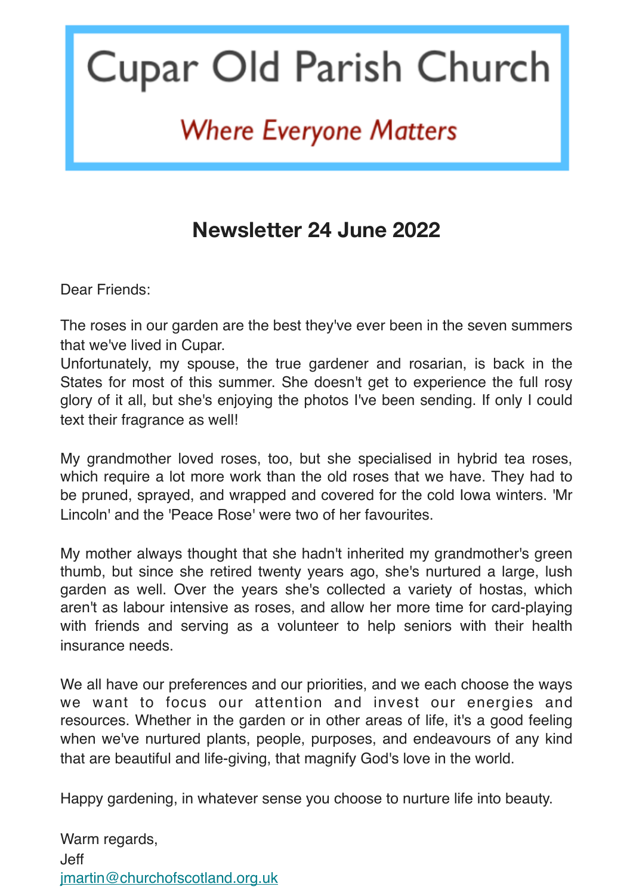# Cupar Old Parish Church

*Where Everyone Matters*

## Newsletter 24 June 2022

Dear Friends:

The roses in our garden are the best they've ever been in the seven summers that we've lived in Cupar.
Unfortunately, my spouse, the true gardener and rosarian, is back in the States for most of this summer. She doesn't get to experience the full rosy glory of it all, but she's enjoying the photos I've been sending. If only I could text their fragrance as well!

My grandmother loved roses, too, but she specialised in hybrid tea roses, which require a lot more work than the old roses that we have. They had to be pruned, sprayed, and wrapped and covered for the cold Iowa winters. 'Mr Lincoln' and the 'Peace Rose' were two of her favourites.

My mother always thought that she hadn't inherited my grandmother's green thumb, but since she retired twenty years ago, she's nurtured a large, lush garden as well. Over the years she's collected a variety of hostas, which aren't as labour intensive as roses, and allow her more time for card-playing with friends and serving as a volunteer to help seniors with their health insurance needs.

We all have our preferences and our priorities, and we each choose the ways we want to focus our attention and invest our energies and resources. Whether in the garden or in other areas of life, it's a good feeling when we've nurtured plants, people, purposes, and endeavours of any kind that are beautiful and life-giving, that magnify God's love in the world.

Happy gardening, in whatever sense you choose to nurture life into beauty.

Warm regards,
Jeff
jmartin@churchofscotland.org.uk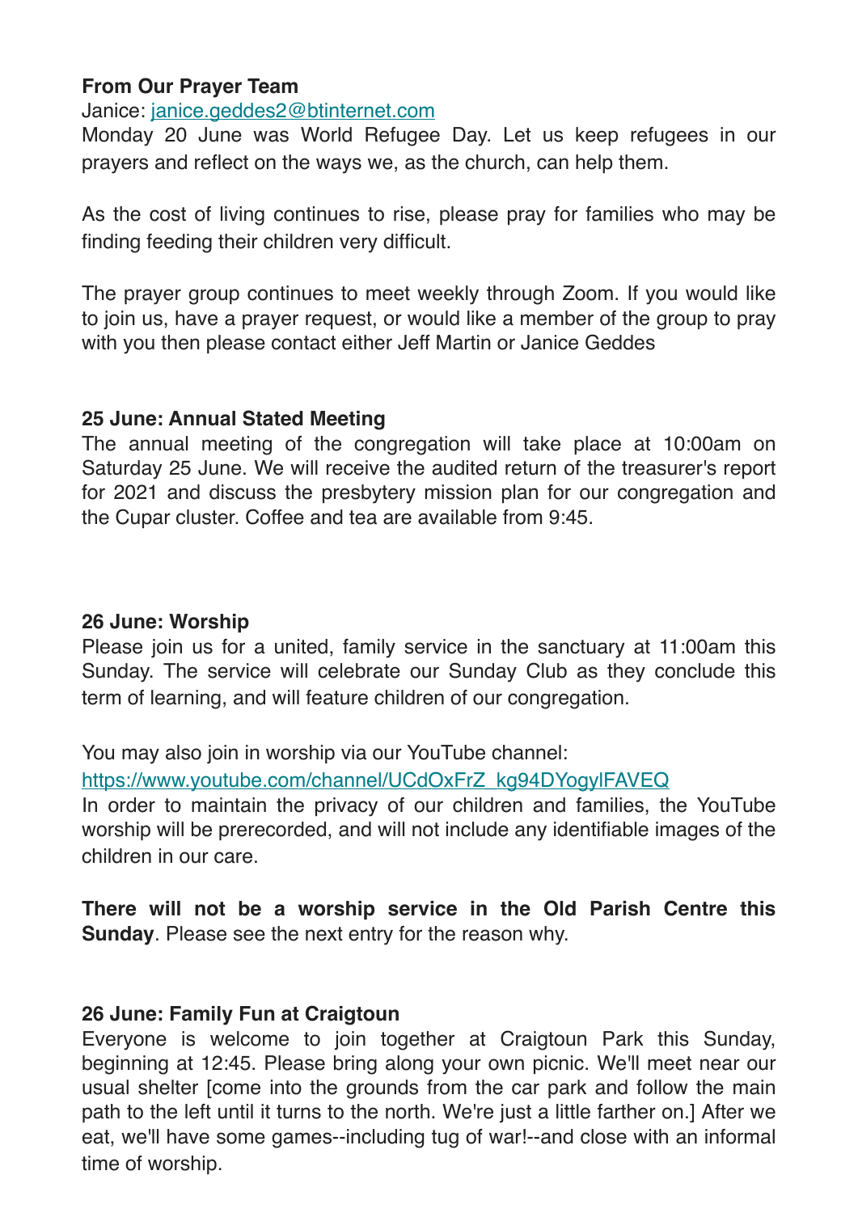**From Our Prayer Team**

Janice: janice.geddes2@btinternet.com

Monday 20 June was World Refugee Day. Let us keep refugees in our prayers and reflect on the ways we, as the church, can help them.

As the cost of living continues to rise, please pray for families who may be finding feeding their children very difficult.

The prayer group continues to meet weekly through Zoom. If you would like to join us, have a prayer request, or would like a member of the group to pray with you then please contact either Jeff Martin or Janice Geddes

**25 June: Annual Stated Meeting**

The annual meeting of the congregation will take place at 10:00am on Saturday 25 June. We will receive the audited return of the treasurer's report for 2021 and discuss the presbytery mission plan for our congregation and the Cupar cluster. Coffee and tea are available from 9:45.

**26 June: Worship**

Please join us for a united, family service in the sanctuary at 11:00am this Sunday. The service will celebrate our Sunday Club as they conclude this term of learning, and will feature children of our congregation.

You may also join in worship via our YouTube channel:
https://www.youtube.com/channel/UCdOxFrZ_kg94DYogylFAVEQ

In order to maintain the privacy of our children and families, the YouTube worship will be prerecorded, and will not include any identifiable images of the children in our care.

**There will not be a worship service in the Old Parish Centre this Sunday**. Please see the next entry for the reason why.

**26 June: Family Fun at Craigtoun**

Everyone is welcome to join together at Craigtoun Park this Sunday, beginning at 12:45. Please bring along your own picnic. We'll meet near our usual shelter [come into the grounds from the car park and follow the main path to the left until it turns to the north. We're just a little farther on.] After we eat, we'll have some games--including tug of war!--and close with an informal time of worship.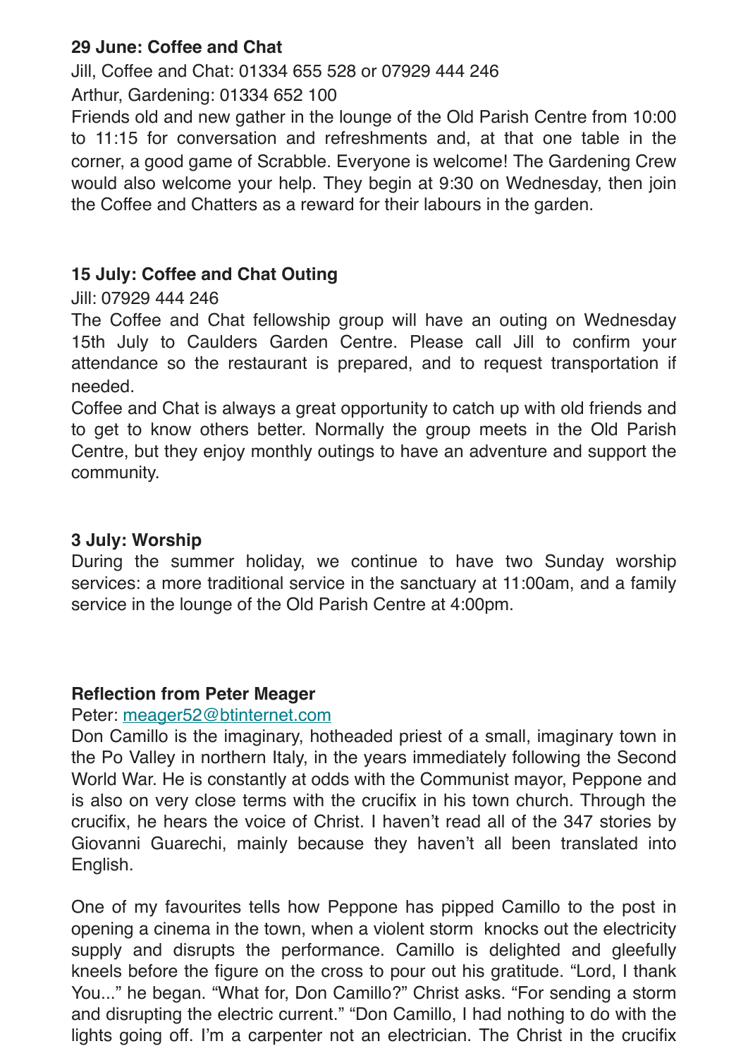**29 June: Coffee and Chat**

Jill, Coffee and Chat: 01334 655 528 or 07929 444 246

Arthur, Gardening: 01334 652 100

Friends old and new gather in the lounge of the Old Parish Centre from 10:00 to 11:15 for conversation and refreshments and, at that one table in the corner, a good game of Scrabble. Everyone is welcome! The Gardening Crew would also welcome your help. They begin at 9:30 on Wednesday, then join the Coffee and Chatters as a reward for their labours in the garden.

**15 July: Coffee and Chat Outing**

Jill: 07929 444 246

The Coffee and Chat fellowship group will have an outing on Wednesday 15th July to Caulders Garden Centre. Please call Jill to confirm your attendance so the restaurant is prepared, and to request transportation if needed.

Coffee and Chat is always a great opportunity to catch up with old friends and to get to know others better. Normally the group meets in the Old Parish Centre, but they enjoy monthly outings to have an adventure and support the community.

**3 July: Worship**

During the summer holiday, we continue to have two Sunday worship services: a more traditional service in the sanctuary at 11:00am, and a family service in the lounge of the Old Parish Centre at 4:00pm.

**Reflection from Peter Meager**

Peter: meager52@btinternet.com

Don Camillo is the imaginary, hotheaded priest of a small, imaginary town in the Po Valley in northern Italy, in the years immediately following the Second World War. He is constantly at odds with the Communist mayor, Peppone and is also on very close terms with the crucifix in his town church. Through the crucifix, he hears the voice of Christ. I haven't read all of the 347 stories by Giovanni Guarechi, mainly because they haven't all been translated into English.

One of my favourites tells how Peppone has pipped Camillo to the post in opening a cinema in the town, when a violent storm knocks out the electricity supply and disrupts the performance. Camillo is delighted and gleefully kneels before the figure on the cross to pour out his gratitude. "Lord, I thank You..." he began. "What for, Don Camillo?" Christ asks. "For sending a storm and disrupting the electric current." "Don Camillo, I had nothing to do with the lights going off. I'm a carpenter not an electrician. The Christ in the crucifix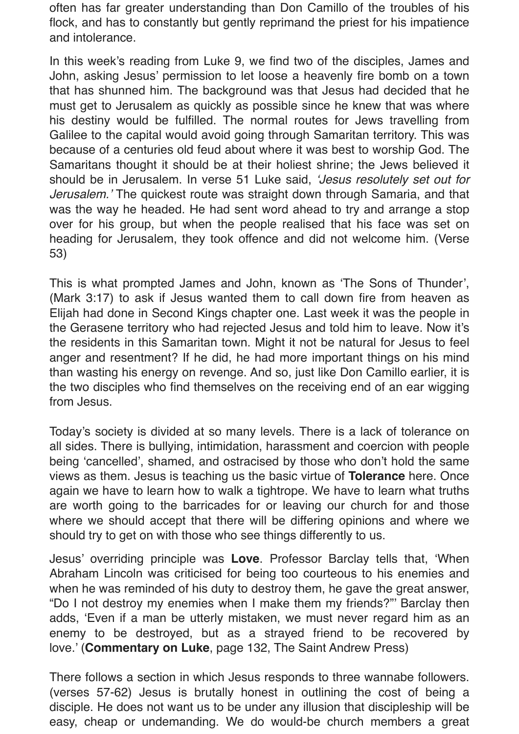often has far greater understanding than Don Camillo of the troubles of his flock, and has to constantly but gently reprimand the priest for his impatience and intolerance.

In this week's reading from Luke 9, we find two of the disciples, James and John, asking Jesus' permission to let loose a heavenly fire bomb on a town that has shunned him. The background was that Jesus had decided that he must get to Jerusalem as quickly as possible since he knew that was where his destiny would be fulfilled. The normal routes for Jews travelling from Galilee to the capital would avoid going through Samaritan territory. This was because of a centuries old feud about where it was best to worship God. The Samaritans thought it should be at their holiest shrine; the Jews believed it should be in Jerusalem. In verse 51 Luke said, *'Jesus resolutely set out for Jerusalem.'* The quickest route was straight down through Samaria, and that was the way he headed. He had sent word ahead to try and arrange a stop over for his group, but when the people realised that his face was set on heading for Jerusalem, they took offence and did not welcome him. (Verse 53)

This is what prompted James and John, known as 'The Sons of Thunder', (Mark 3:17) to ask if Jesus wanted them to call down fire from heaven as Elijah had done in Second Kings chapter one. Last week it was the people in the Gerasene territory who had rejected Jesus and told him to leave. Now it's the residents in this Samaritan town. Might it not be natural for Jesus to feel anger and resentment? If he did, he had more important things on his mind than wasting his energy on revenge. And so, just like Don Camillo earlier, it is the two disciples who find themselves on the receiving end of an ear wigging from Jesus.

Today's society is divided at so many levels. There is a lack of tolerance on all sides. There is bullying, intimidation, harassment and coercion with people being 'cancelled', shamed, and ostracised by those who don't hold the same views as them. Jesus is teaching us the basic virtue of **Tolerance** here. Once again we have to learn how to walk a tightrope. We have to learn what truths are worth going to the barricades for or leaving our church for and those where we should accept that there will be differing opinions and where we should try to get on with those who see things differently to us.

Jesus' overriding principle was **Love**. Professor Barclay tells that, 'When Abraham Lincoln was criticised for being too courteous to his enemies and when he was reminded of his duty to destroy them, he gave the great answer, "Do I not destroy my enemies when I make them my friends?"' Barclay then adds, 'Even if a man be utterly mistaken, we must never regard him as an enemy to be destroyed, but as a strayed friend to be recovered by love.' (**Commentary on Luke**, page 132, The Saint Andrew Press)

There follows a section in which Jesus responds to three wannabe followers. (verses 57-62) Jesus is brutally honest in outlining the cost of being a disciple. He does not want us to be under any illusion that discipleship will be easy, cheap or undemanding. We do would-be church members a great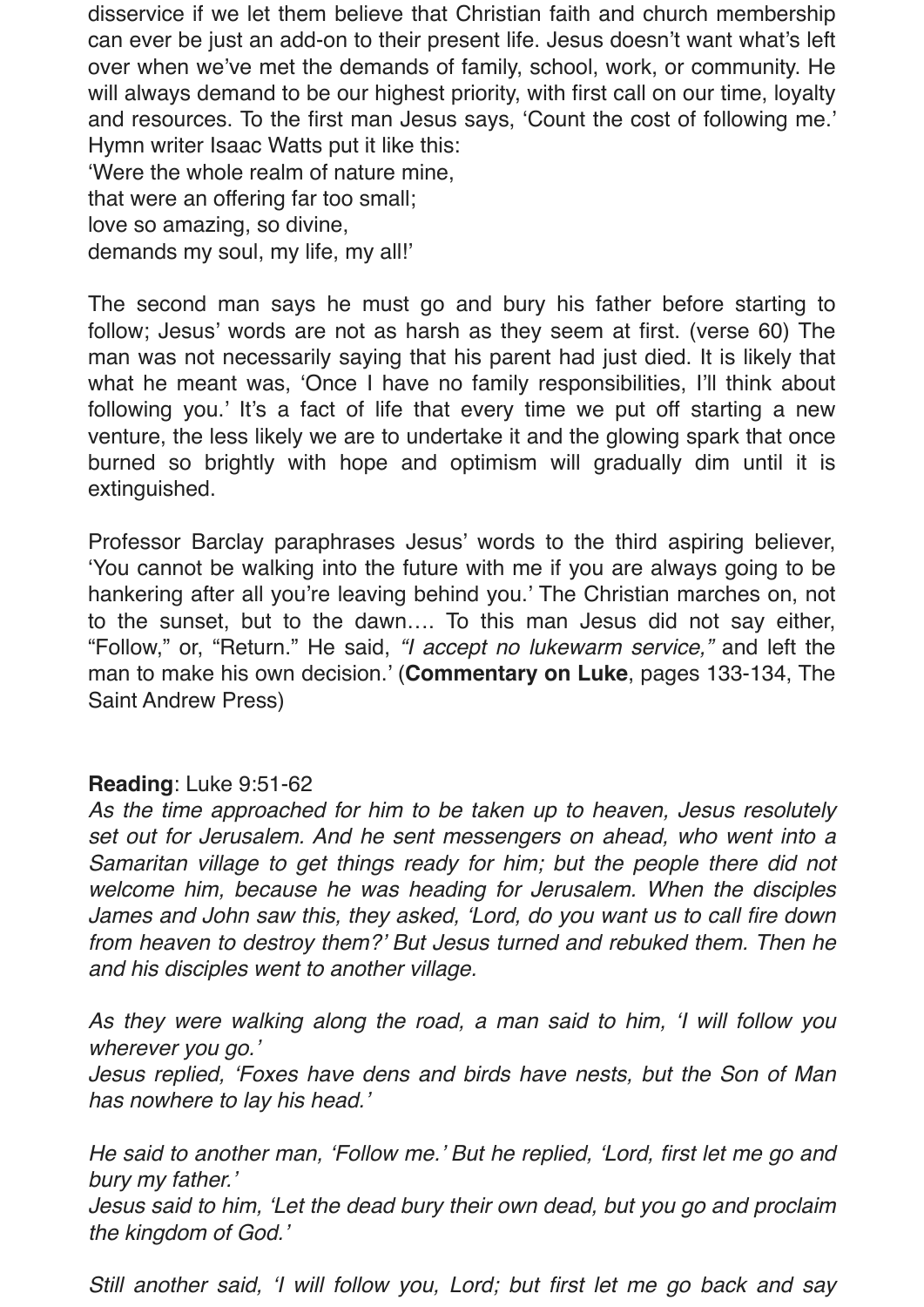disservice if we let them believe that Christian faith and church membership can ever be just an add-on to their present life. Jesus doesn't want what's left over when we've met the demands of family, school, work, or community. He will always demand to be our highest priority, with first call on our time, loyalty and resources. To the first man Jesus says, 'Count the cost of following me.' Hymn writer Isaac Watts put it like this:
'Were the whole realm of nature mine,
that were an offering far too small;
love so amazing, so divine,
demands my soul, my life, my all!'

The second man says he must go and bury his father before starting to follow; Jesus' words are not as harsh as they seem at first. (verse 60) The man was not necessarily saying that his parent had just died. It is likely that what he meant was, 'Once I have no family responsibilities, I'll think about following you.' It's a fact of life that every time we put off starting a new venture, the less likely we are to undertake it and the glowing spark that once burned so brightly with hope and optimism will gradually dim until it is extinguished.

Professor Barclay paraphrases Jesus' words to the third aspiring believer, 'You cannot be walking into the future with me if you are always going to be hankering after all you're leaving behind you.' The Christian marches on, not to the sunset, but to the dawn…. To this man Jesus did not say either, "Follow," or, "Return." He said, *"I accept no lukewarm service,"* and left the man to make his own decision.' (**Commentary on Luke**, pages 133-134, The Saint Andrew Press)

**Reading**: Luke 9:51-62
*As the time approached for him to be taken up to heaven, Jesus resolutely set out for Jerusalem. And he sent messengers on ahead, who went into a Samaritan village to get things ready for him; but the people there did not welcome him, because he was heading for Jerusalem. When the disciples James and John saw this, they asked, 'Lord, do you want us to call fire down from heaven to destroy them?' But Jesus turned and rebuked them. Then he and his disciples went to another village.*

*As they were walking along the road, a man said to him, 'I will follow you wherever you go.'*
*Jesus replied, 'Foxes have dens and birds have nests, but the Son of Man has nowhere to lay his head.'*

*He said to another man, 'Follow me.' But he replied, 'Lord, first let me go and bury my father.'*
*Jesus said to him, 'Let the dead bury their own dead, but you go and proclaim the kingdom of God.'*

*Still another said, 'I will follow you, Lord; but first let me go back and say*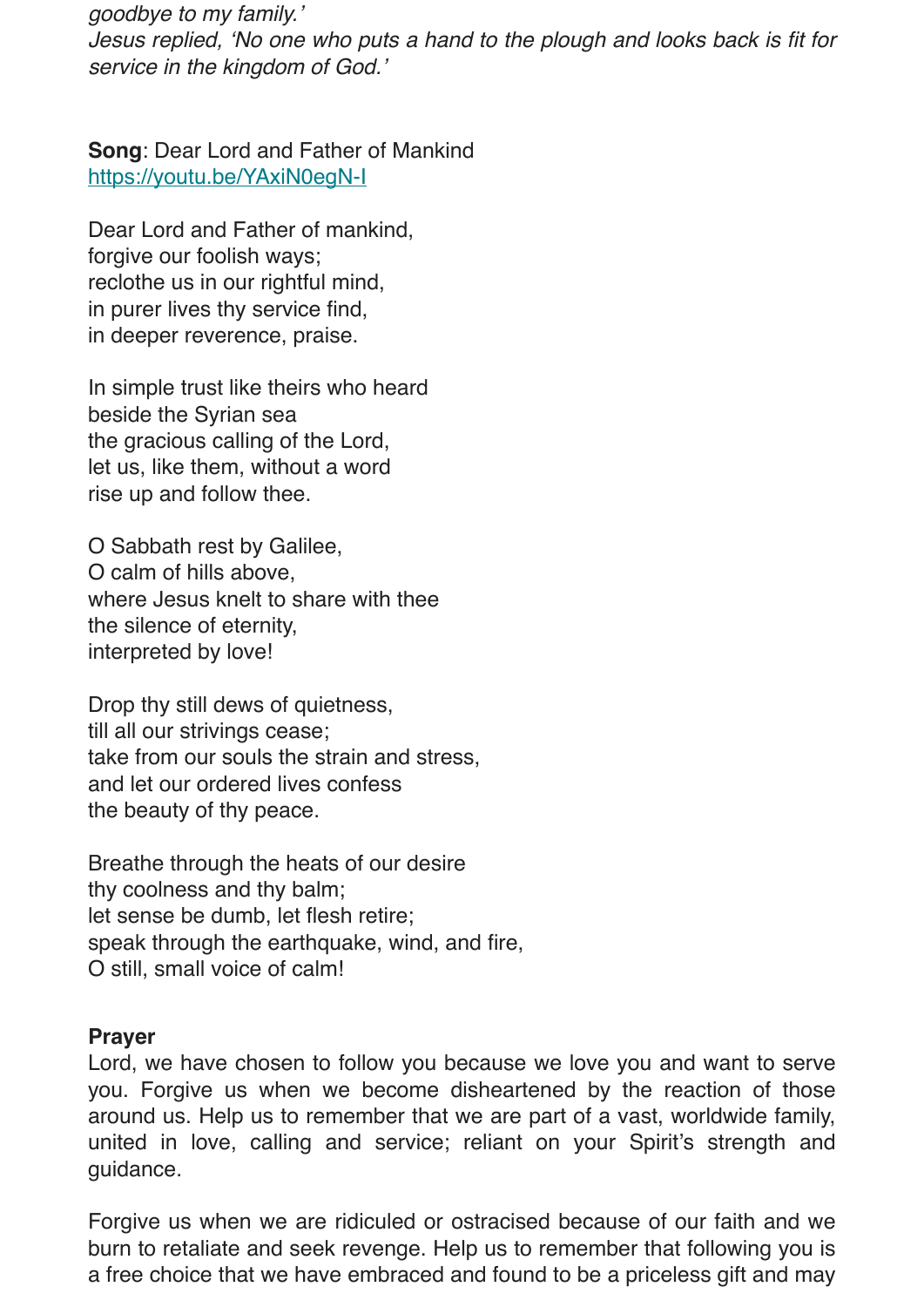*goodbye to my family.'*
*Jesus replied, 'No one who puts a hand to the plough and looks back is fit for service in the kingdom of God.'*

**Song**: Dear Lord and Father of Mankind
https://youtu.be/YAxiN0egN-I

Dear Lord and Father of mankind,
forgive our foolish ways;
reclothe us in our rightful mind,
in purer lives thy service find,
in deeper reverence, praise.

In simple trust like theirs who heard
beside the Syrian sea
the gracious calling of the Lord,
let us, like them, without a word
rise up and follow thee.

O Sabbath rest by Galilee,
O calm of hills above,
where Jesus knelt to share with thee
the silence of eternity,
interpreted by love!

Drop thy still dews of quietness,
till all our strivings cease;
take from our souls the strain and stress,
and let our ordered lives confess
the beauty of thy peace.

Breathe through the heats of our desire
thy coolness and thy balm;
let sense be dumb, let flesh retire;
speak through the earthquake, wind, and fire,
O still, small voice of calm!

**Prayer**

Lord, we have chosen to follow you because we love you and want to serve you. Forgive us when we become disheartened by the reaction of those around us. Help us to remember that we are part of a vast, worldwide family, united in love, calling and service; reliant on your Spirit's strength and guidance.

Forgive us when we are ridiculed or ostracised because of our faith and we burn to retaliate and seek revenge. Help us to remember that following you is a free choice that we have embraced and found to be a priceless gift and may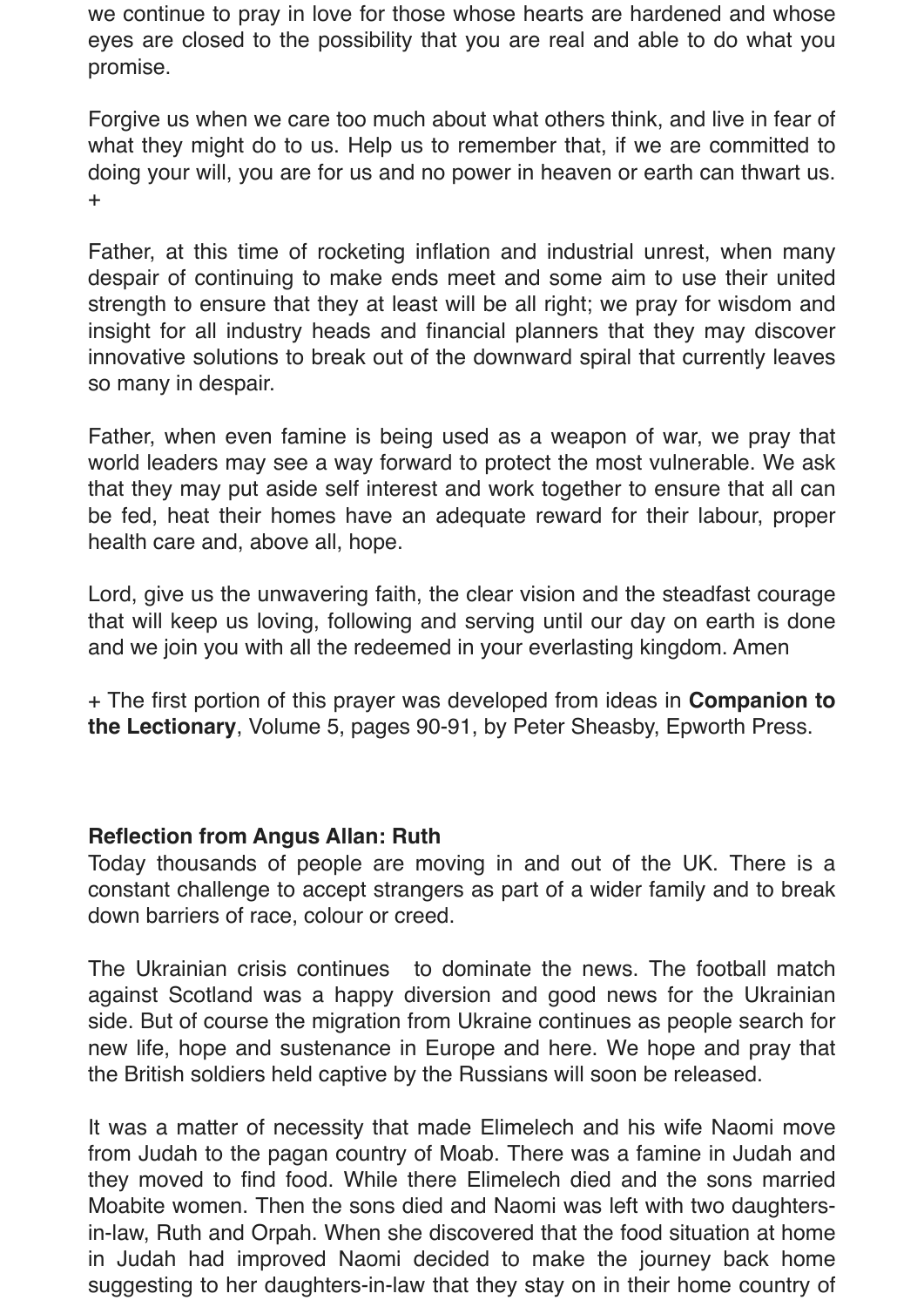we continue to pray in love for those whose hearts are hardened and whose eyes are closed to the possibility that you are real and able to do what you promise.

Forgive us when we care too much about what others think, and live in fear of what they might do to us. Help us to remember that, if we are committed to doing your will, you are for us and no power in heaven or earth can thwart us. +

Father, at this time of rocketing inflation and industrial unrest, when many despair of continuing to make ends meet and some aim to use their united strength to ensure that they at least will be all right; we pray for wisdom and insight for all industry heads and financial planners that they may discover innovative solutions to break out of the downward spiral that currently leaves so many in despair.

Father, when even famine is being used as a weapon of war, we pray that world leaders may see a way forward to protect the most vulnerable. We ask that they may put aside self interest and work together to ensure that all can be fed, heat their homes have an adequate reward for their labour, proper health care and, above all, hope.

Lord, give us the unwavering faith, the clear vision and the steadfast courage that will keep us loving, following and serving until our day on earth is done and we join you with all the redeemed in your everlasting kingdom. Amen

+ The first portion of this prayer was developed from ideas in **Companion to the Lectionary**, Volume 5, pages 90-91, by Peter Sheasby, Epworth Press.

**Reflection from Angus Allan: Ruth**

Today thousands of people are moving in and out of the UK. There is a constant challenge to accept strangers as part of a wider family and to break down barriers of race, colour or creed.

The Ukrainian crisis continues to dominate the news. The football match against Scotland was a happy diversion and good news for the Ukrainian side. But of course the migration from Ukraine continues as people search for new life, hope and sustenance in Europe and here. We hope and pray that the British soldiers held captive by the Russians will soon be released.

It was a matter of necessity that made Elimelech and his wife Naomi move from Judah to the pagan country of Moab. There was a famine in Judah and they moved to find food. While there Elimelech died and the sons married Moabite women. Then the sons died and Naomi was left with two daughters-in-law, Ruth and Orpah. When she discovered that the food situation at home in Judah had improved Naomi decided to make the journey back home suggesting to her daughters-in-law that they stay on in their home country of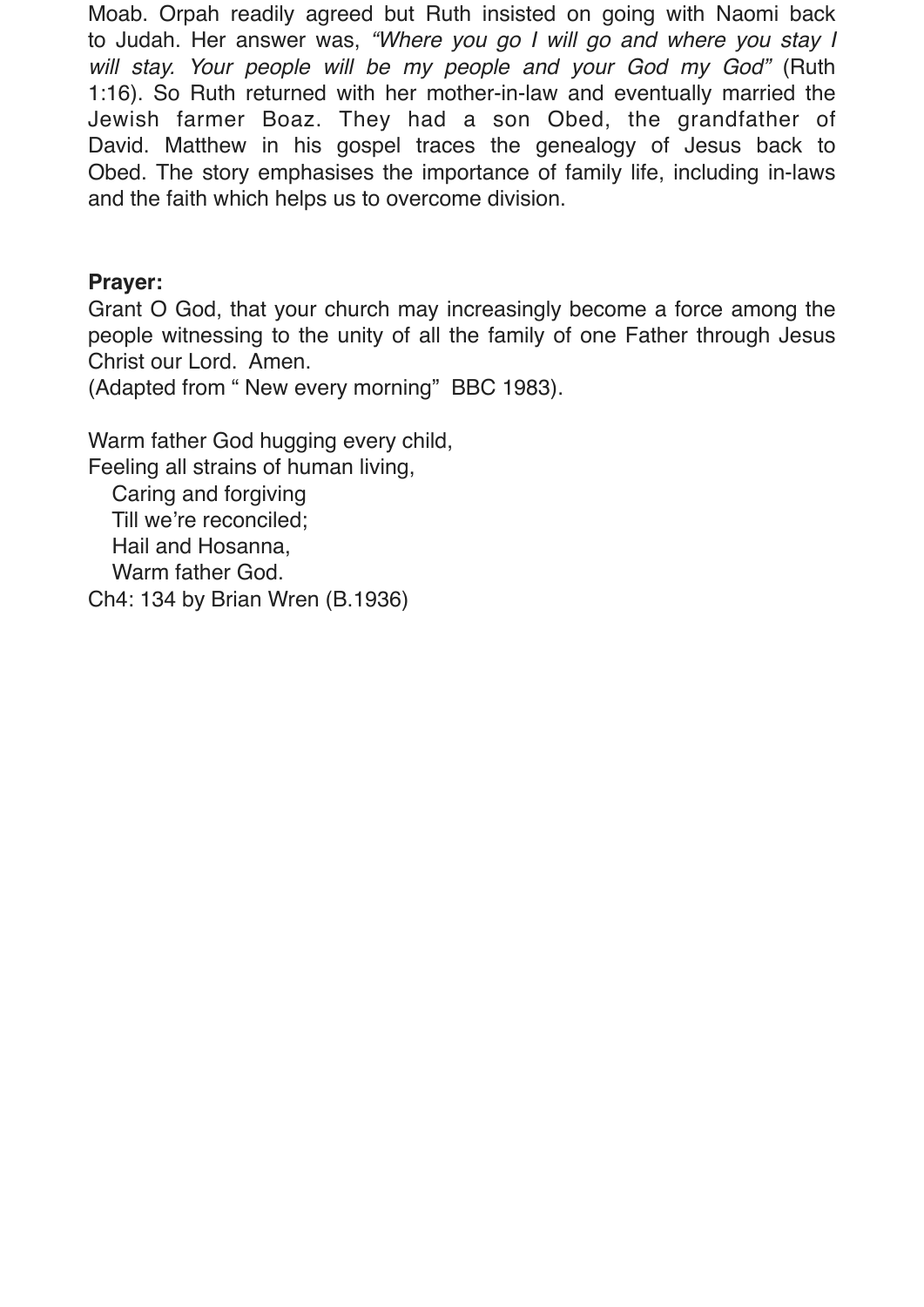Moab. Orpah readily agreed but Ruth insisted on going with Naomi back to Judah. Her answer was, *"Where you go I will go and where you stay I will stay. Your people will be my people and your God my God"* (Ruth 1:16). So Ruth returned with her mother-in-law and eventually married the Jewish farmer Boaz. They had a son Obed, the grandfather of David. Matthew in his gospel traces the genealogy of Jesus back to Obed. The story emphasises the importance of family life, including in-laws and the faith which helps us to overcome division.

**Prayer:**

Grant O God, that your church may increasingly become a force among the people witnessing to the unity of all the family of one Father through Jesus Christ our Lord. Amen.

(Adapted from " New every morning" BBC 1983).

Warm father God hugging every child,
Feeling all strains of human living,
   Caring and forgiving
   Till we're reconciled;
   Hail and Hosanna,
   Warm father God.
Ch4: 134 by Brian Wren (B.1936)